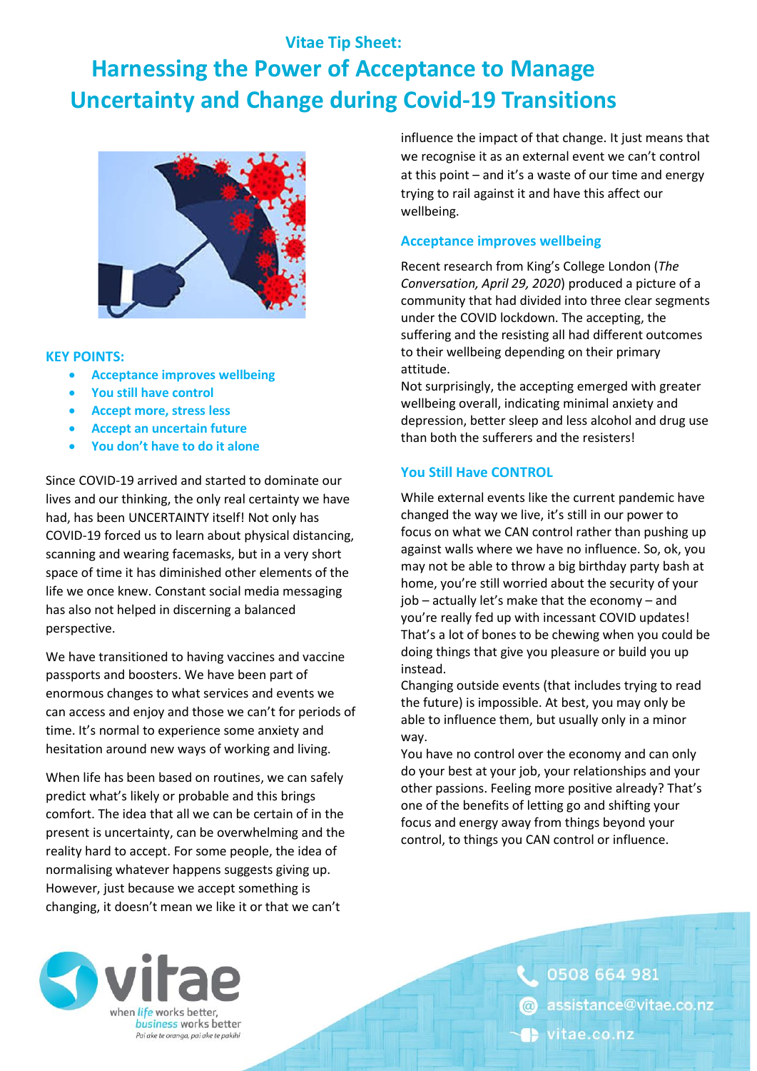Vitae Tip Sheet:

# Harnessing the Power of Acceptance to Manage Uncertainty and Change during Covid-19 Transitions

**KEY POINTS:**

- Acceptance improves wellbeing
- You still have control
- Accept more, stress less
- Accept an uncertain future
- You don't have to do it alone

Since COVID-19 arrived and started to dominate our lives and our thinking, the only real certainty we have had, has been UNCERTAINTY itself! Not only has COVID-19 forced us to learn about physical distancing, scanning and wearing facemasks, but in a very short space of time it has diminished other elements of the life we once knew. Constant social media messaging has also not helped in discerning a balanced perspective.

We have transitioned to having vaccines and vaccine passports and boosters. We have been part of enormous changes to what services and events we can access and enjoy and those we can't for periods of time. It's normal to experience some anxiety and hesitation around new ways of working and living.

When life has been based on routines, we can safely predict what's likely or probable and this brings comfort. The idea that all we can be certain of in the present is uncertainty, can be overwhelming and the reality hard to accept. For some people, the idea of normalising whatever happens suggests giving up. However, just because we accept something is changing, it doesn't mean we like it or that we can't influence the impact of that change. It just means that we recognise it as an external event we can't control at this point – and it's a waste of our time and energy trying to rail against it and have this affect our wellbeing.

## Acceptance improves wellbeing

Recent research from King's College London (*The Conversation, April 29, 2020*) produced a picture of a community that had divided into three clear segments under the COVID lockdown. The accepting, the suffering and the resisting all had different outcomes to their wellbeing depending on their primary attitude.

Not surprisingly, the accepting emerged with greater wellbeing overall, indicating minimal anxiety and depression, better sleep and less alcohol and drug use than both the sufferers and the resisters!

## You Still Have CONTROL

While external events like the current pandemic have changed the way we live, it's still in our power to focus on what we CAN control rather than pushing up against walls where we have no influence. So, ok, you may not be able to throw a big birthday party bash at home, you're still worried about the security of your job – actually let's make that the economy – and you're really fed up with incessant COVID updates! That's a lot of bones to be chewing when you could be doing things that give you pleasure or build you up instead.

Changing outside events (that includes trying to read the future) is impossible. At best, you may only be able to influence them, but usually only in a minor way.

You have no control over the economy and can only do your best at your job, your relationships and your other passions. Feeling more positive already? That's one of the benefits of letting go and shifting your focus and energy away from things beyond your control, to things you CAN control or influence.

vitae — when *life* works better, *business* works better — Pai ake te oranga, pai ake te pakihi

0508 664 981
assistance@vitae.co.nz
vitae.co.nz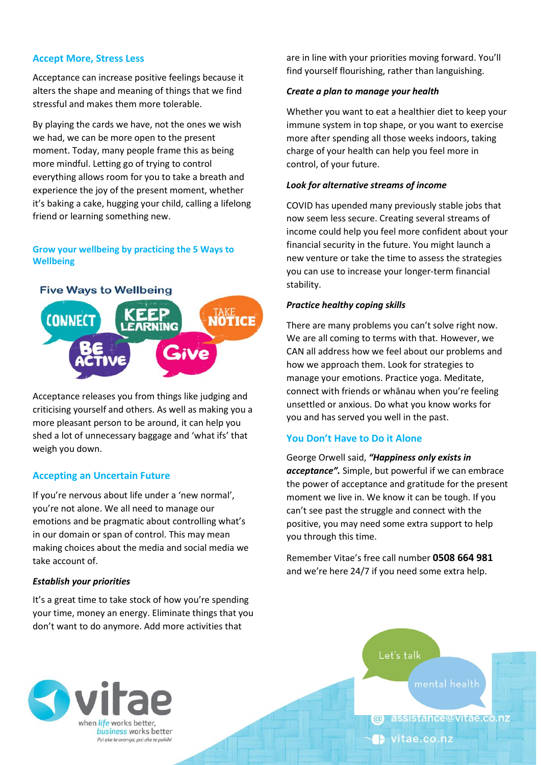## Accept More, Stress Less

Acceptance can increase positive feelings because it alters the shape and meaning of things that we find stressful and makes them more tolerable.

By playing the cards we have, not the ones we wish we had, we can be more open to the present moment. Today, many people frame this as being more mindful. Letting go of trying to control everything allows room for you to take a breath and experience the joy of the present moment, whether it's baking a cake, hugging your child, calling a lifelong friend or learning something new.

### Grow your wellbeing by practicing the 5 Ways to Wellbeing

Five Ways to Wellbeing

CONNECT
KEEP LEARNING
TAKE NOTICE
BE ACTIVE
Give

Acceptance releases you from things like judging and criticising yourself and others. As well as making you a more pleasant person to be around, it can help you shed a lot of unnecessary baggage and 'what ifs' that weigh you down.

## Accepting an Uncertain Future

If you're nervous about life under a 'new normal', you're not alone. We all need to manage our emotions and be pragmatic about controlling what's in our domain or span of control. This may mean making choices about the media and social media we take account of.

***Establish your priorities***

It's a great time to take stock of how you're spending your time, money an energy. Eliminate things that you don't want to do anymore. Add more activities that are in line with your priorities moving forward. You'll find yourself flourishing, rather than languishing.

***Create a plan to manage your health***

Whether you want to eat a healthier diet to keep your immune system in top shape, or you want to exercise more after spending all those weeks indoors, taking charge of your health can help you feel more in control, of your future.

***Look for alternative streams of income***

COVID has upended many previously stable jobs that now seem less secure. Creating several streams of income could help you feel more confident about your financial security in the future. You might launch a new venture or take the time to assess the strategies you can use to increase your longer-term financial stability.

***Practice healthy coping skills***

There are many problems you can't solve right now. We are all coming to terms with that. However, we CAN all address how we feel about our problems and how we approach them. Look for strategies to manage your emotions. Practice yoga. Meditate, connect with friends or whānau when you're feeling unsettled or anxious. Do what you know works for you and has served you well in the past.

## You Don't Have to Do it Alone

George Orwell said, ***"Happiness only exists in acceptance".*** Simple, but powerful if we can embrace the power of acceptance and gratitude for the present moment we live in. We know it can be tough. If you can't see past the struggle and connect with the positive, you may need some extra support to help you through this time.

Remember Vitae's free call number **0508 664 981** and we're here 24/7 if you need some extra help.

vitae
when *life* works better, *business* works better
Pai ake te oranga, pai ake te pakihi

Let's talk mental health

assistance@vitae.co.nz
vitae.co.nz